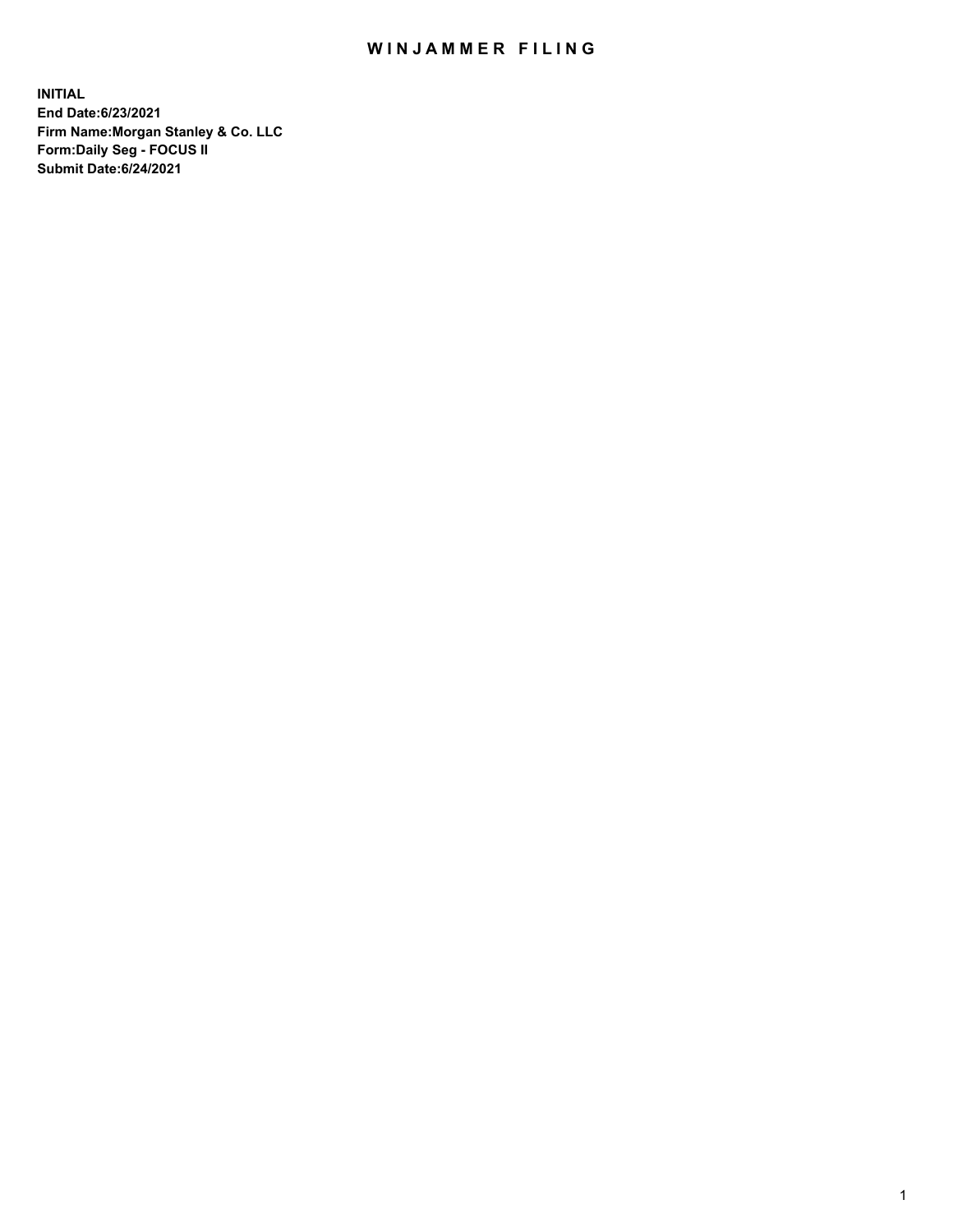# WINJAMMER FILING

**INITIAL**
**End Date:6/23/2021**
**Firm Name:Morgan Stanley & Co. LLC**
**Form:Daily Seg - FOCUS II**
**Submit Date:6/24/2021**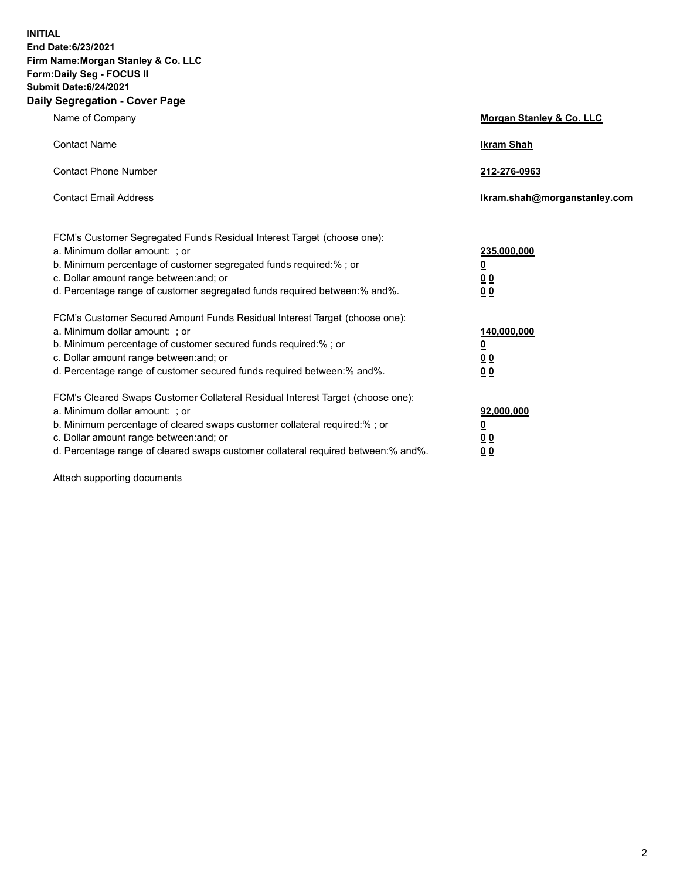**INITIAL**
**End Date:6/23/2021**
**Firm Name:Morgan Stanley & Co. LLC**
**Form:Daily Seg - FOCUS II**
**Submit Date:6/24/2021**

## Daily Segregation - Cover Page

| | |
|---|---|
| Name of Company | **Morgan Stanley & Co. LLC** |
| Contact Name | **Ikram Shah** |
| Contact Phone Number | **212-276-0963** |
| Contact Email Address | **Ikram.shah@morganstanley.com** |

| | |
|---|---|
| FCM's Customer Segregated Funds Residual Interest Target (choose one): | |
| a. Minimum dollar amount: ; or | **235,000,000** |
| b. Minimum percentage of customer segregated funds required:% ; or | **0** |
| c. Dollar amount range between:and; or | **0 0** |
| d. Percentage range of customer segregated funds required between:% and%. | **0 0** |
| FCM's Customer Secured Amount Funds Residual Interest Target (choose one): | |
| a. Minimum dollar amount: ; or | **140,000,000** |
| b. Minimum percentage of customer secured funds required:% ; or | **0** |
| c. Dollar amount range between:and; or | **0 0** |
| d. Percentage range of customer secured funds required between:% and%. | **0 0** |
| FCM's Cleared Swaps Customer Collateral Residual Interest Target (choose one): | |
| a. Minimum dollar amount: ; or | **92,000,000** |
| b. Minimum percentage of cleared swaps customer collateral required:% ; or | **0** |
| c. Dollar amount range between:and; or | **0 0** |
| d. Percentage range of cleared swaps customer collateral required between:% and%. | **0 0** |

Attach supporting documents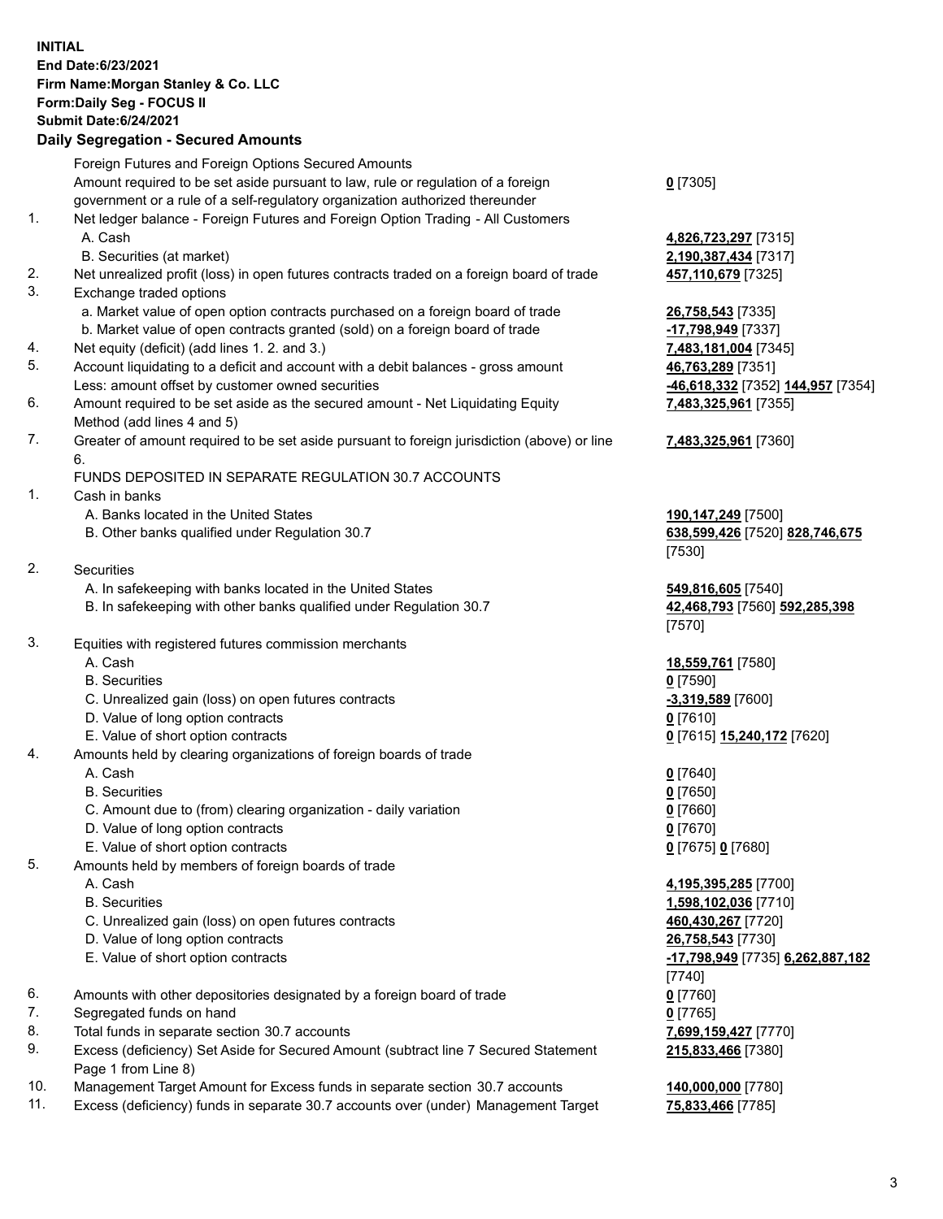**INITIAL**
**End Date:6/23/2021**
**Firm Name:Morgan Stanley & Co. LLC**
**Form:Daily Seg - FOCUS II**
**Submit Date:6/24/2021**

## Daily Segregation - Secured Amounts

| | | |
|---|---|---|
| | Foreign Futures and Foreign Options Secured Amounts | |
| | Amount required to be set aside pursuant to law, rule or regulation of a foreign government or a rule of a self-regulatory organization authorized thereunder | **0** [7305] |
| 1. | Net ledger balance - Foreign Futures and Foreign Option Trading - All Customers | |
| | A. Cash | **4,826,723,297** [7315] |
| | B. Securities (at market) | **2,190,387,434** [7317] |
| 2. | Net unrealized profit (loss) in open futures contracts traded on a foreign board of trade | **457,110,679** [7325] |
| 3. | Exchange traded options | |
| | a. Market value of open option contracts purchased on a foreign board of trade | **26,758,543** [7335] |
| | b. Market value of open contracts granted (sold) on a foreign board of trade | **-17,798,949** [7337] |
| 4. | Net equity (deficit) (add lines 1. 2. and 3.) | **7,483,181,004** [7345] |
| 5. | Account liquidating to a deficit and account with a debit balances - gross amount | **46,763,289** [7351] |
| | Less: amount offset by customer owned securities | **-46,618,332** [7352] **144,957** [7354] |
| 6. | Amount required to be set aside as the secured amount - Net Liquidating Equity Method (add lines 4 and 5) | **7,483,325,961** [7355] |
| 7. | Greater of amount required to be set aside pursuant to foreign jurisdiction (above) or line 6. | **7,483,325,961** [7360] |
| | FUNDS DEPOSITED IN SEPARATE REGULATION 30.7 ACCOUNTS | |
| 1. | Cash in banks | |
| | A. Banks located in the United States | **190,147,249** [7500] |
| | B. Other banks qualified under Regulation 30.7 | **638,599,426** [7520] **828,746,675** [7530] |
| 2. | Securities | |
| | A. In safekeeping with banks located in the United States | **549,816,605** [7540] |
| | B. In safekeeping with other banks qualified under Regulation 30.7 | **42,468,793** [7560] **592,285,398** [7570] |
| 3. | Equities with registered futures commission merchants | |
| | A. Cash | **18,559,761** [7580] |
| | B. Securities | **0** [7590] |
| | C. Unrealized gain (loss) on open futures contracts | **-3,319,589** [7600] |
| | D. Value of long option contracts | **0** [7610] |
| | E. Value of short option contracts | **0** [7615] **15,240,172** [7620] |
| 4. | Amounts held by clearing organizations of foreign boards of trade | |
| | A. Cash | **0** [7640] |
| | B. Securities | **0** [7650] |
| | C. Amount due to (from) clearing organization - daily variation | **0** [7660] |
| | D. Value of long option contracts | **0** [7670] |
| | E. Value of short option contracts | **0** [7675] **0** [7680] |
| 5. | Amounts held by members of foreign boards of trade | |
| | A. Cash | **4,195,395,285** [7700] |
| | B. Securities | **1,598,102,036** [7710] |
| | C. Unrealized gain (loss) on open futures contracts | **460,430,267** [7720] |
| | D. Value of long option contracts | **26,758,543** [7730] |
| | E. Value of short option contracts | **-17,798,949** [7735] **6,262,887,182** [7740] |
| 6. | Amounts with other depositories designated by a foreign board of trade | **0** [7760] |
| 7. | Segregated funds on hand | **0** [7765] |
| 8. | Total funds in separate section 30.7 accounts | **7,699,159,427** [7770] |
| 9. | Excess (deficiency) Set Aside for Secured Amount (subtract line 7 Secured Statement Page 1 from Line 8) | **215,833,466** [7380] |
| 10. | Management Target Amount for Excess funds in separate section 30.7 accounts | **140,000,000** [7780] |
| 11. | Excess (deficiency) funds in separate 30.7 accounts over (under) Management Target | **75,833,466** [7785] |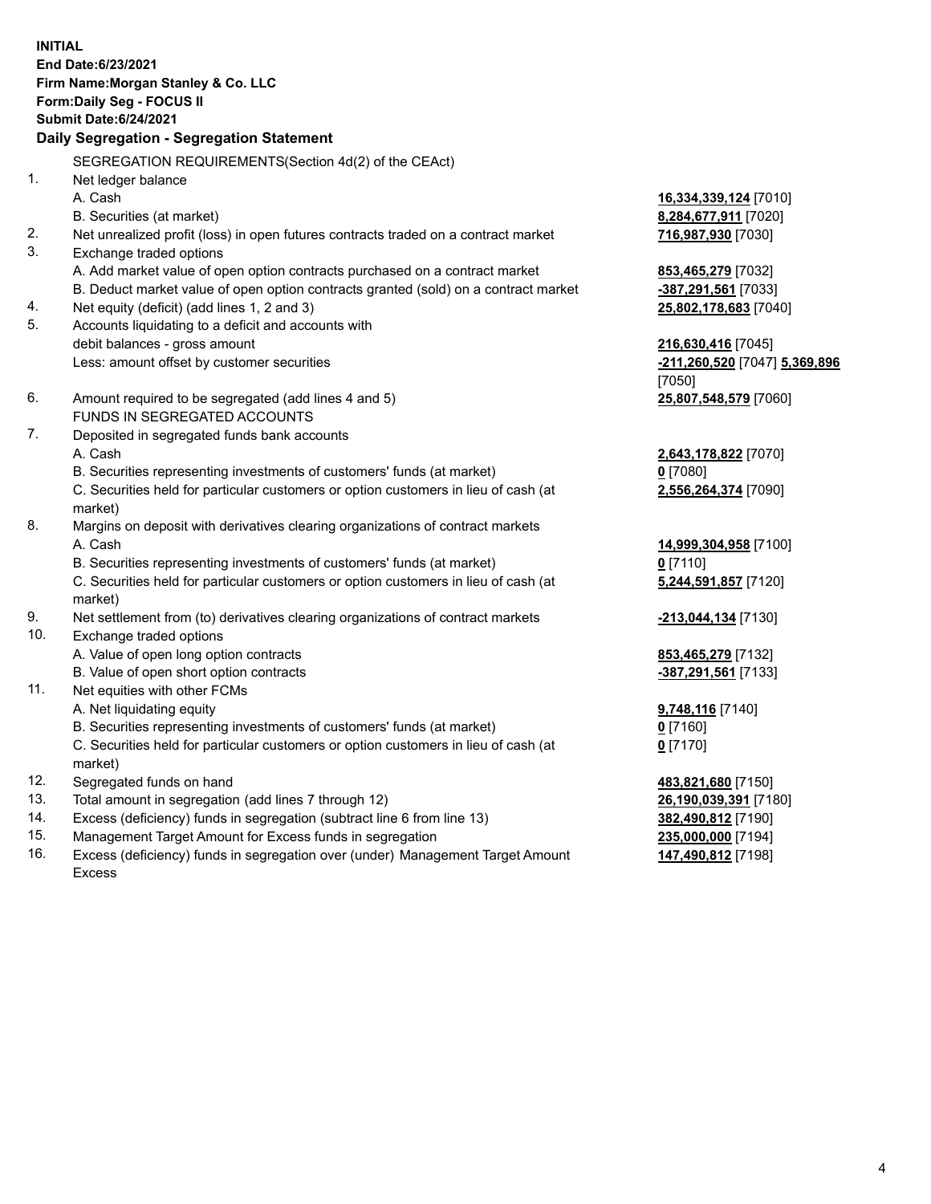**INITIAL**
**End Date:6/23/2021**
**Firm Name:Morgan Stanley & Co. LLC**
**Form:Daily Seg - FOCUS II**
**Submit Date:6/24/2021**

**Daily Segregation - Segregation Statement**

SEGREGATION REQUIREMENTS(Section 4d(2) of the CEAct)

| | | |
|---|---|---|
| 1. | Net ledger balance | |
| | A. Cash | **16,334,339,124** [7010] |
| | B. Securities (at market) | **8,284,677,911** [7020] |
| 2. | Net unrealized profit (loss) in open futures contracts traded on a contract market | **716,987,930** [7030] |
| 3. | Exchange traded options | |
| | A. Add market value of open option contracts purchased on a contract market | **853,465,279** [7032] |
| | B. Deduct market value of open option contracts granted (sold) on a contract market | **-387,291,561** [7033] |
| 4. | Net equity (deficit) (add lines 1, 2 and 3) | **25,802,178,683** [7040] |
| 5. | Accounts liquidating to a deficit and accounts with debit balances - gross amount | **216,630,416** [7045] |
| | Less: amount offset by customer securities | **-211,260,520** [7047] **5,369,896** [7050] |
| 6. | Amount required to be segregated (add lines 4 and 5) | **25,807,548,579** [7060] |
| | FUNDS IN SEGREGATED ACCOUNTS | |
| 7. | Deposited in segregated funds bank accounts | |
| | A. Cash | **2,643,178,822** [7070] |
| | B. Securities representing investments of customers' funds (at market) | **0** [7080] |
| | C. Securities held for particular customers or option customers in lieu of cash (at market) | **2,556,264,374** [7090] |
| 8. | Margins on deposit with derivatives clearing organizations of contract markets | |
| | A. Cash | **14,999,304,958** [7100] |
| | B. Securities representing investments of customers' funds (at market) | **0** [7110] |
| | C. Securities held for particular customers or option customers in lieu of cash (at market) | **5,244,591,857** [7120] |
| 9. | Net settlement from (to) derivatives clearing organizations of contract markets | **-213,044,134** [7130] |
| 10. | Exchange traded options | |
| | A. Value of open long option contracts | **853,465,279** [7132] |
| | B. Value of open short option contracts | **-387,291,561** [7133] |
| 11. | Net equities with other FCMs | |
| | A. Net liquidating equity | **9,748,116** [7140] |
| | B. Securities representing investments of customers' funds (at market) | **0** [7160] |
| | C. Securities held for particular customers or option customers in lieu of cash (at market) | **0** [7170] |
| 12. | Segregated funds on hand | **483,821,680** [7150] |
| 13. | Total amount in segregation (add lines 7 through 12) | **26,190,039,391** [7180] |
| 14. | Excess (deficiency) funds in segregation (subtract line 6 from line 13) | **382,490,812** [7190] |
| 15. | Management Target Amount for Excess funds in segregation | **235,000,000** [7194] |
| 16. | Excess (deficiency) funds in segregation over (under) Management Target Amount Excess | **147,490,812** [7198] |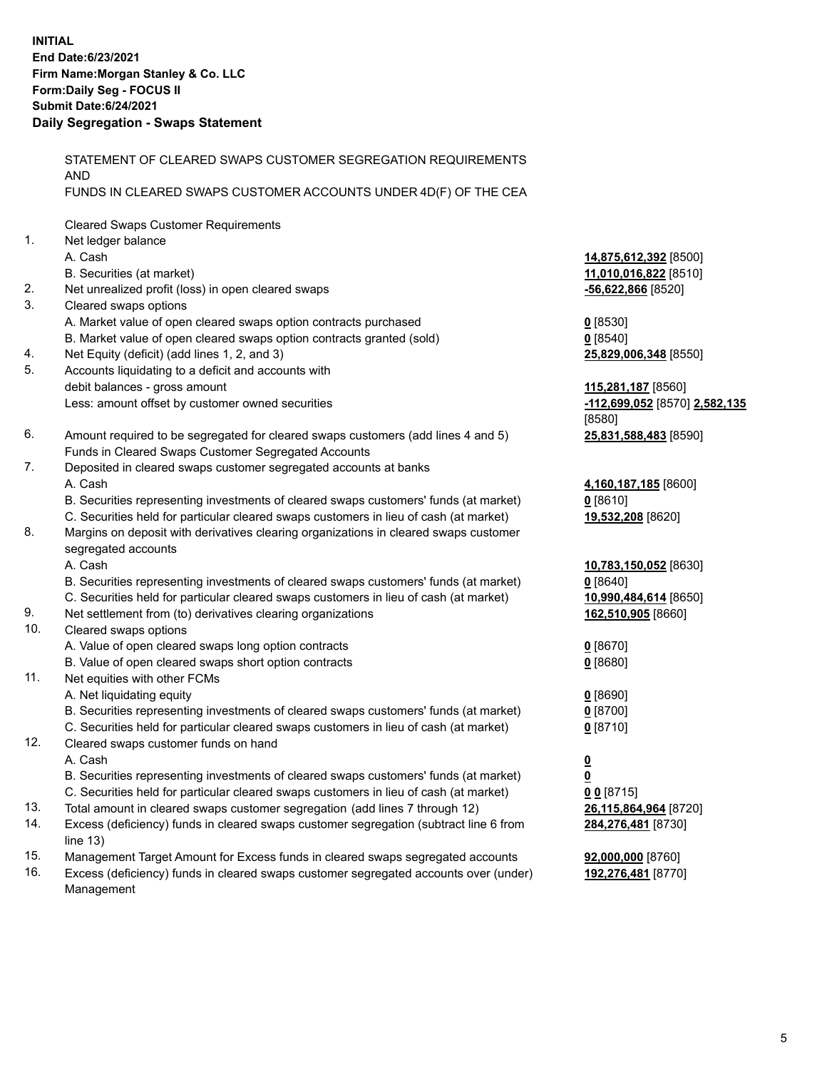**INITIAL**
**End Date:6/23/2021**
**Firm Name:Morgan Stanley & Co. LLC**
**Form:Daily Seg - FOCUS II**
**Submit Date:6/24/2021**
**Daily Segregation - Swaps Statement**

STATEMENT OF CLEARED SWAPS CUSTOMER SEGREGATION REQUIREMENTS AND FUNDS IN CLEARED SWAPS CUSTOMER ACCOUNTS UNDER 4D(F) OF THE CEA

| | | |
|---|---|---|
| | Cleared Swaps Customer Requirements | |
| 1. | Net ledger balance | |
| | A. Cash | **14,875,612,392** [8500] |
| | B. Securities (at market) | **11,010,016,822** [8510] |
| 2. | Net unrealized profit (loss) in open cleared swaps | **-56,622,866** [8520] |
| 3. | Cleared swaps options | |
| | A. Market value of open cleared swaps option contracts purchased | **0** [8530] |
| | B. Market value of open cleared swaps option contracts granted (sold) | **0** [8540] |
| 4. | Net Equity (deficit) (add lines 1, 2, and 3) | **25,829,006,348** [8550] |
| 5. | Accounts liquidating to a deficit and accounts with debit balances - gross amount | **115,281,187** [8560] |
| | Less: amount offset by customer owned securities | **-112,699,052** [8570] **2,582,135** [8580] |
| 6. | Amount required to be segregated for cleared swaps customers (add lines 4 and 5) | **25,831,588,483** [8590] |
| | Funds in Cleared Swaps Customer Segregated Accounts | |
| 7. | Deposited in cleared swaps customer segregated accounts at banks | |
| | A. Cash | **4,160,187,185** [8600] |
| | B. Securities representing investments of cleared swaps customers' funds (at market) | **0** [8610] |
| | C. Securities held for particular cleared swaps customers in lieu of cash (at market) | **19,532,208** [8620] |
| 8. | Margins on deposit with derivatives clearing organizations in cleared swaps customer segregated accounts | |
| | A. Cash | **10,783,150,052** [8630] |
| | B. Securities representing investments of cleared swaps customers' funds (at market) | **0** [8640] |
| | C. Securities held for particular cleared swaps customers in lieu of cash (at market) | **10,990,484,614** [8650] |
| 9. | Net settlement from (to) derivatives clearing organizations | **162,510,905** [8660] |
| 10. | Cleared swaps options | |
| | A. Value of open cleared swaps long option contracts | **0** [8670] |
| | B. Value of open cleared swaps short option contracts | **0** [8680] |
| 11. | Net equities with other FCMs | |
| | A. Net liquidating equity | **0** [8690] |
| | B. Securities representing investments of cleared swaps customers' funds (at market) | **0** [8700] |
| | C. Securities held for particular cleared swaps customers in lieu of cash (at market) | **0** [8710] |
| 12. | Cleared swaps customer funds on hand | |
| | A. Cash | **0** |
| | B. Securities representing investments of cleared swaps customers' funds (at market) | **0** |
| | C. Securities held for particular cleared swaps customers in lieu of cash (at market) | **0** **0** [8715] |
| 13. | Total amount in cleared swaps customer segregation (add lines 7 through 12) | **26,115,864,964** [8720] |
| 14. | Excess (deficiency) funds in cleared swaps customer segregation (subtract line 6 from line 13) | **284,276,481** [8730] |
| 15. | Management Target Amount for Excess funds in cleared swaps segregated accounts | **92,000,000** [8760] |
| 16. | Excess (deficiency) funds in cleared swaps customer segregated accounts over (under) Management | **192,276,481** [8770] |